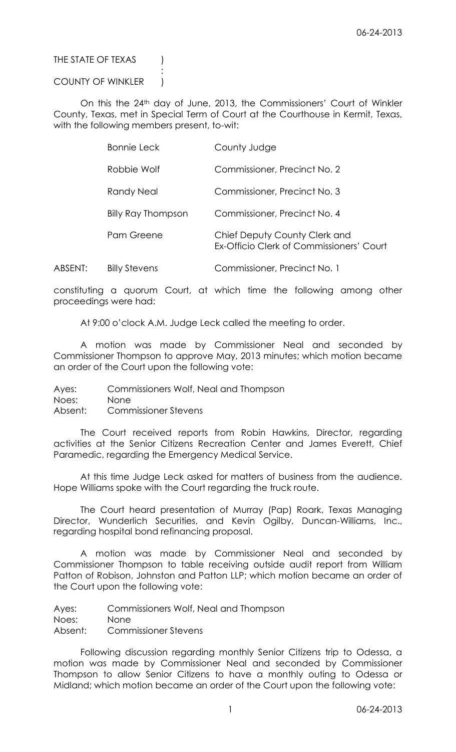THE STATE OF TEXAS )  
:  
COUNTY OF WINKLER )

On this the 24th day of June, 2013, the Commissioners' Court of Winkler County, Texas, met in Special Term of Court at the Courthouse in Kermit, Texas, with the following members present, to-wit:

| | | |
|---|---|---|
| | Bonnie Leck | County Judge |
| | Robbie Wolf | Commissioner, Precinct No. 2 |
| | Randy Neal | Commissioner, Precinct No. 3 |
| | Billy Ray Thompson | Commissioner, Precinct No. 4 |
| | Pam Greene | Chief Deputy County Clerk and Ex-Officio Clerk of Commissioners' Court |
| ABSENT: | Billy Stevens | Commissioner, Precinct No. 1 |

constituting a quorum Court, at which time the following among other proceedings were had:

At 9:00 o'clock A.M. Judge Leck called the meeting to order.

A motion was made by Commissioner Neal and seconded by Commissioner Thompson to approve May, 2013 minutes; which motion became an order of the Court upon the following vote:

Ayes: Commissioners Wolf, Neal and Thompson  
Noes: None  
Absent: Commissioner Stevens

The Court received reports from Robin Hawkins, Director, regarding activities at the Senior Citizens Recreation Center and James Everett, Chief Paramedic, regarding the Emergency Medical Service.

At this time Judge Leck asked for matters of business from the audience. Hope Williams spoke with the Court regarding the truck route.

The Court heard presentation of Murray (Pap) Roark, Texas Managing Director, Wunderlich Securities, and Kevin Ogilby, Duncan-Williams, Inc., regarding hospital bond refinancing proposal.

A motion was made by Commissioner Neal and seconded by Commissioner Thompson to table receiving outside audit report from William Patton of Robison, Johnston and Patton LLP; which motion became an order of the Court upon the following vote:

Ayes: Commissioners Wolf, Neal and Thompson  
Noes: None  
Absent: Commissioner Stevens

Following discussion regarding monthly Senior Citizens trip to Odessa, a motion was made by Commissioner Neal and seconded by Commissioner Thompson to allow Senior Citizens to have a monthly outing to Odessa or Midland; which motion became an order of the Court upon the following vote: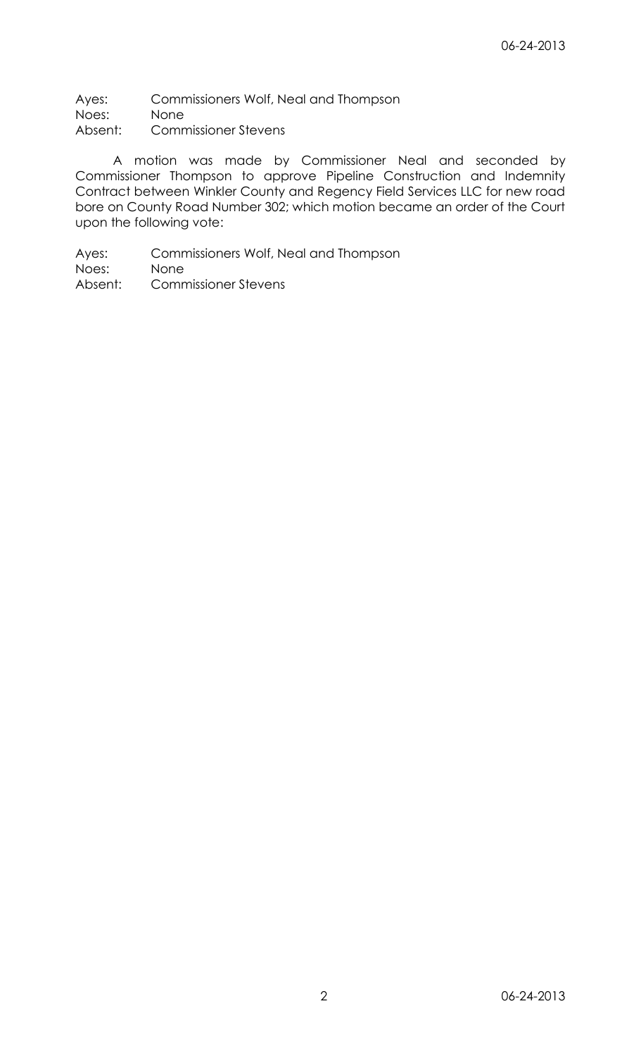Ayes: Commissioners Wolf, Neal and Thompson
Noes: None
Absent: Commissioner Stevens

A motion was made by Commissioner Neal and seconded by Commissioner Thompson to approve Pipeline Construction and Indemnity Contract between Winkler County and Regency Field Services LLC for new road bore on County Road Number 302; which motion became an order of the Court upon the following vote:

Ayes: Commissioners Wolf, Neal and Thompson
Noes: None
Absent: Commissioner Stevens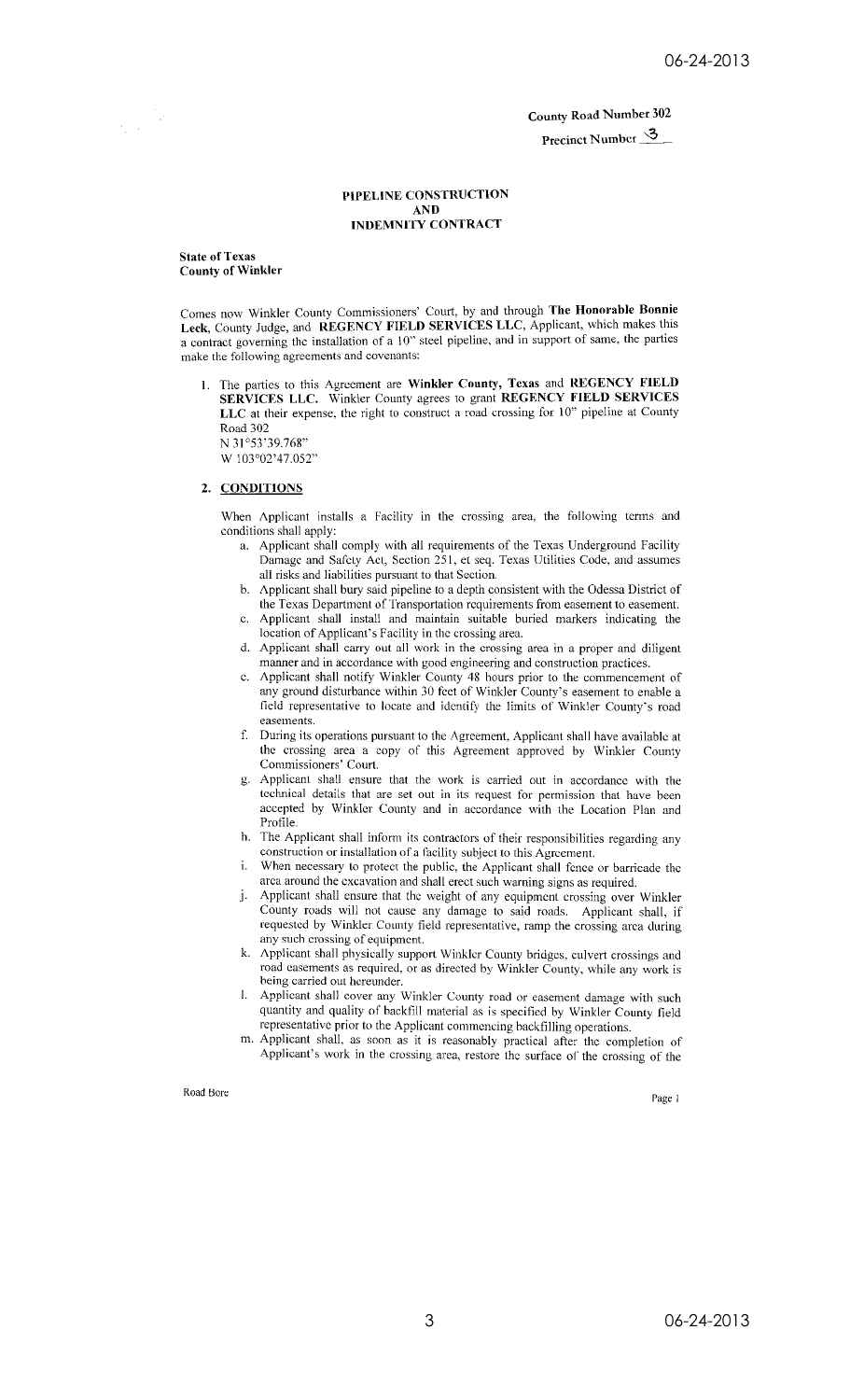County Road Number 302

Precinct Number 3

# PIPELINE CONSTRUCTION AND INDEMNITY CONTRACT

**State of Texas**
**County of Winkler**

Comes now Winkler County Commissioners' Court, by and through **The Honorable Bonnie Leck**, County Judge, and **REGENCY FIELD SERVICES LLC**, Applicant, which makes this a contract governing the installation of a 10" steel pipeline, and in support of same, the parties make the following agreements and covenants:

1. The parties to this Agreement are **Winkler County, Texas** and **REGENCY FIELD SERVICES LLC.** Winkler County agrees to grant **REGENCY FIELD SERVICES LLC** at their expense, the right to construct a road crossing for 10" pipeline at County Road 302
   N 31°53'39.768"
   W 103°02'47.052"

2. **CONDITIONS**

   When Applicant installs a Facility in the crossing area, the following terms and conditions shall apply:

   a. Applicant shall comply with all requirements of the Texas Underground Facility Damage and Safety Act, Section 251, et seq. Texas Utilities Code, and assumes all risks and liabilities pursuant to that Section.
   b. Applicant shall bury said pipeline to a depth consistent with the Odessa District of the Texas Department of Transportation requirements from easement to easement.
   c. Applicant shall install and maintain suitable buried markers indicating the location of Applicant's Facility in the crossing area.
   d. Applicant shall carry out all work in the crossing area in a proper and diligent manner and in accordance with good engineering and construction practices.
   e. Applicant shall notify Winkler County 48 hours prior to the commencement of any ground disturbance within 30 feet of Winkler County's easement to enable a field representative to locate and identify the limits of Winkler County's road easements.
   f. During its operations pursuant to the Agreement, Applicant shall have available at the crossing area a copy of this Agreement approved by Winkler County Commissioners' Court.
   g. Applicant shall ensure that the work is carried out in accordance with the technical details that are set out in its request for permission that have been accepted by Winkler County and in accordance with the Location Plan and Profile.
   h. The Applicant shall inform its contractors of their responsibilities regarding any construction or installation of a facility subject to this Agreement.
   i. When necessary to protect the public, the Applicant shall fence or barricade the area around the excavation and shall erect such warning signs as required.
   j. Applicant shall ensure that the weight of any equipment crossing over Winkler County roads will not cause any damage to said roads. Applicant shall, if requested by Winkler County field representative, ramp the crossing area during any such crossing of equipment.
   k. Applicant shall physically support Winkler County bridges, culvert crossings and road easements as required, or as directed by Winkler County, while any work is being carried out hereunder.
   l. Applicant shall cover any Winkler County road or easement damage with such quantity and quality of backfill material as is specified by Winkler County field representative prior to the Applicant commencing backfilling operations.
   m. Applicant shall, as soon as it is reasonably practical after the completion of Applicant's work in the crossing area, restore the surface of the crossing of the

Road Bore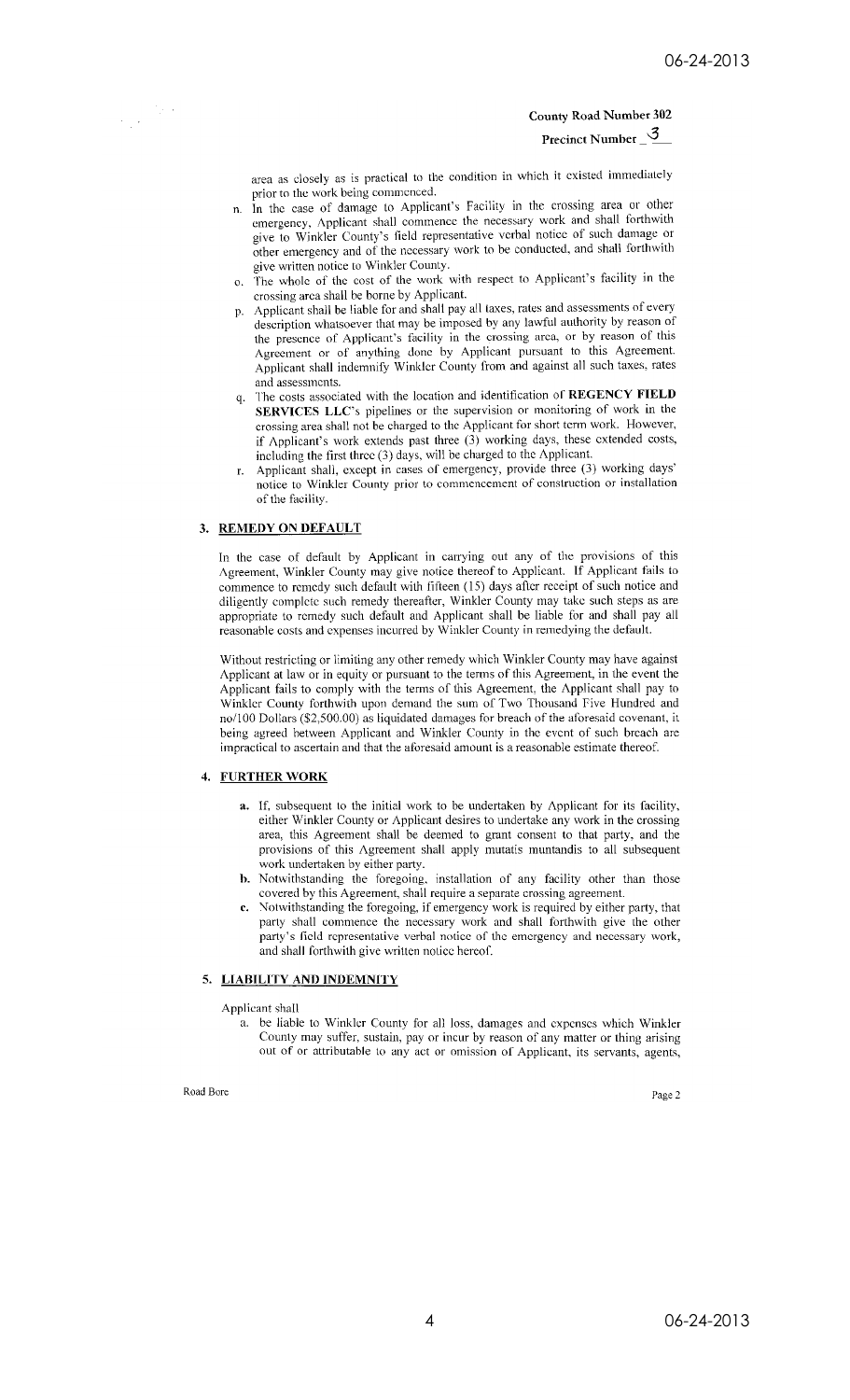County Road Number 302

Precinct Number 3

area as closely as is practical to the condition in which it existed immediately prior to the work being commenced.

n. In the case of damage to Applicant's Facility in the crossing area or other emergency, Applicant shall commence the necessary work and shall forthwith give to Winkler County's field representative verbal notice of such damage or other emergency and of the necessary work to be conducted, and shall forthwith give written notice to Winkler County.

o. The whole of the cost of the work with respect to Applicant's facility in the crossing area shall be borne by Applicant.

p. Applicant shall be liable for and shall pay all taxes, rates and assessments of every description whatsoever that may be imposed by any lawful authority by reason of the presence of Applicant's facility in the crossing area, or by reason of this Agreement or of anything done by Applicant pursuant to this Agreement. Applicant shall indemnify Winkler County from and against all such taxes, rates and assessments.

q. The costs associated with the location and identification of **REGENCY FIELD SERVICES LLC**'s pipelines or the supervision or monitoring of work in the crossing area shall not be charged to the Applicant for short term work. However, if Applicant's work extends past three (3) working days, these extended costs, including the first three (3) days, will be charged to the Applicant.

r. Applicant shall, except in cases of emergency, provide three (3) working days' notice to Winkler County prior to commencement of construction or installation of the facility.

### 3. REMEDY ON DEFAULT

In the case of default by Applicant in carrying out any of the provisions of this Agreement, Winkler County may give notice thereof to Applicant. If Applicant fails to commence to remedy such default with fifteen (15) days after receipt of such notice and diligently complete such remedy thereafter, Winkler County may take such steps as are appropriate to remedy such default and Applicant shall be liable for and shall pay all reasonable costs and expenses incurred by Winkler County in remedying the default.

Without restricting or limiting any other remedy which Winkler County may have against Applicant at law or in equity or pursuant to the terms of this Agreement, in the event the Applicant fails to comply with the terms of this Agreement, the Applicant shall pay to Winkler County forthwith upon demand the sum of Two Thousand Five Hundred and no/100 Dollars ($2,500.00) as liquidated damages for breach of the aforesaid covenant, it being agreed between Applicant and Winkler County in the event of such breach are impractical to ascertain and that the aforesaid amount is a reasonable estimate thereof.

### 4. FURTHER WORK

a. If, subsequent to the initial work to be undertaken by Applicant for its facility, either Winkler County or Applicant desires to undertake any work in the crossing area, this Agreement shall be deemed to grant consent to that party, and the provisions of this Agreement shall apply mutatis muntandis to all subsequent work undertaken by either party.

b. Notwithstanding the foregoing, installation of any facility other than those covered by this Agreement, shall require a separate crossing agreement.

c. Notwithstanding the foregoing, if emergency work is required by either party, that party shall commence the necessary work and shall forthwith give the other party's field representative verbal notice of the emergency and necessary work, and shall forthwith give written notice hereof.

### 5. LIABILITY AND INDEMNITY

Applicant shall

a. be liable to Winkler County for all loss, damages and expenses which Winkler County may suffer, sustain, pay or incur by reason of any matter or thing arising out of or attributable to any act or omission of Applicant, its servants, agents,

Road Bore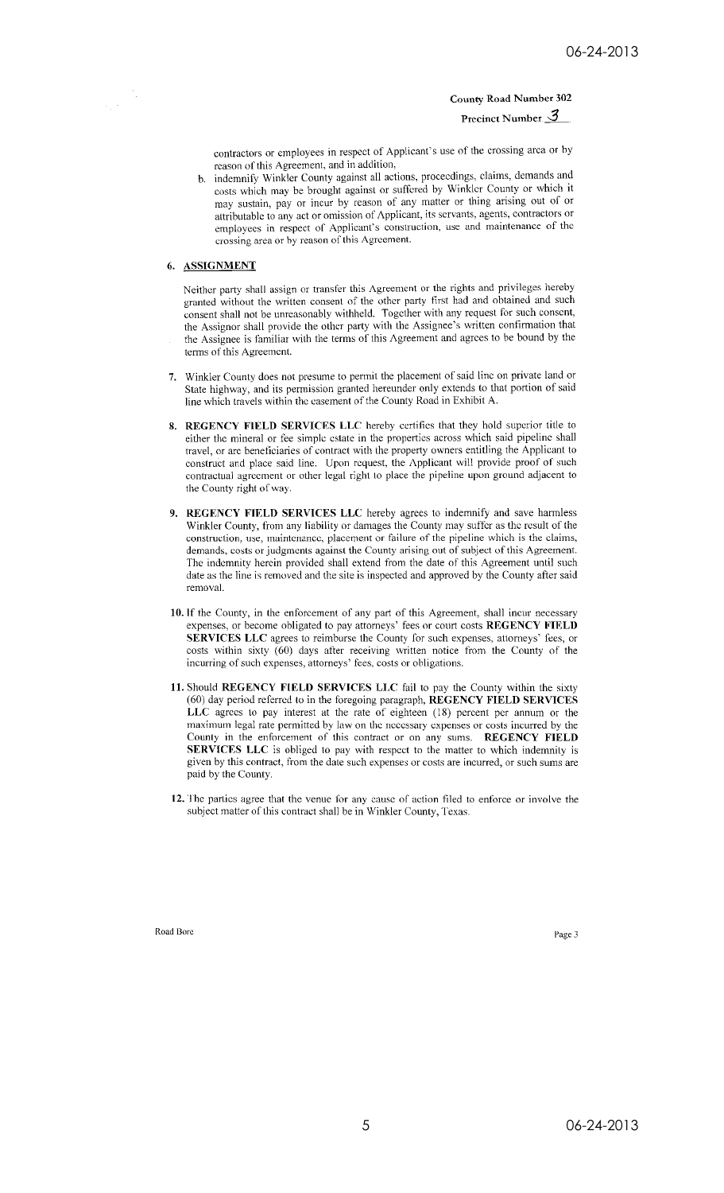County Road Number 302

Precinct Number 3

contractors or employees in respect of Applicant's use of the crossing area or by reason of this Agreement, and in addition,

b. indemnify Winkler County against all actions, proceedings, claims, demands and costs which may be brought against or suffered by Winkler County or which it may sustain, pay or incur by reason of any matter or thing arising out of or attributable to any act or omission of Applicant, its servants, agents, contractors or employees in respect of Applicant's construction, use and maintenance of the crossing area or by reason of this Agreement.

6. **ASSIGNMENT**

Neither party shall assign or transfer this Agreement or the rights and privileges hereby granted without the written consent of the other party first had and obtained and such consent shall not be unreasonably withheld. Together with any request for such consent, the Assignor shall provide the other party with the Assignee's written confirmation that the Assignee is familiar with the terms of this Agreement and agrees to be bound by the terms of this Agreement.

7. Winkler County does not presume to permit the placement of said line on private land or State highway, and its permission granted hereunder only extends to that portion of said line which travels within the easement of the County Road in Exhibit A.

8. **REGENCY FIELD SERVICES LLC** hereby certifies that they hold superior title to either the mineral or fee simple estate in the properties across which said pipeline shall travel, or are beneficiaries of contract with the property owners entitling the Applicant to construct and place said line. Upon request, the Applicant will provide proof of such contractual agreement or other legal right to place the pipeline upon ground adjacent to the County right of way.

9. **REGENCY FIELD SERVICES LLC** hereby agrees to indemnify and save harmless Winkler County, from any liability or damages the County may suffer as the result of the construction, use, maintenance, placement or failure of the pipeline which is the claims, demands, costs or judgments against the County arising out of subject of this Agreement. The indemnity herein provided shall extend from the date of this Agreement until such date as the line is removed and the site is inspected and approved by the County after said removal.

10. If the County, in the enforcement of any part of this Agreement, shall incur necessary expenses, or become obligated to pay attorneys' fees or court costs **REGENCY FIELD SERVICES LLC** agrees to reimburse the County for such expenses, attorneys' fees, or costs within sixty (60) days after receiving written notice from the County of the incurring of such expenses, attorneys' fees, costs or obligations.

11. Should **REGENCY FIELD SERVICES LLC** fail to pay the County within the sixty (60) day period referred to in the foregoing paragraph, **REGENCY FIELD SERVICES LLC** agrees to pay interest at the rate of eighteen (18) percent per annum or the maximum legal rate permitted by law on the necessary expenses or costs incurred by the County in the enforcement of this contract or on any sums. **REGENCY FIELD SERVICES LLC** is obliged to pay with respect to the matter to which indemnity is given by this contract, from the date such expenses or costs are incurred, or such sums are paid by the County.

12. The parties agree that the venue for any cause of action filed to enforce or involve the subject matter of this contract shall be in Winkler County, Texas.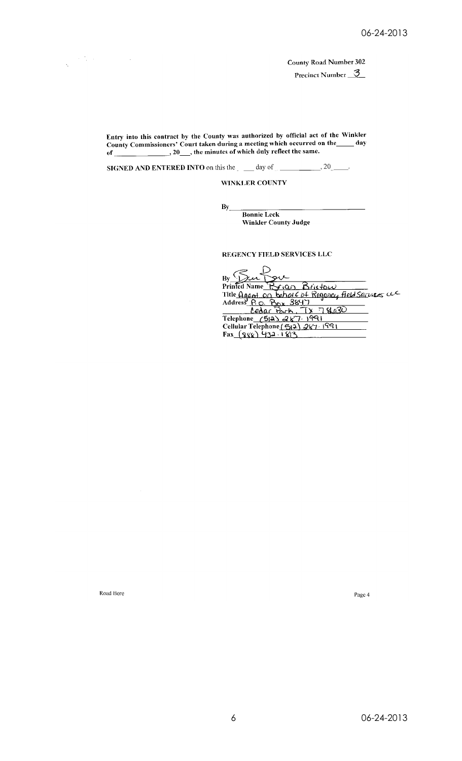County Road Number 302

Precinct Number 3

**Entry into this contract by the County was authorized by official act of the Winkler County Commissioners' Court taken during a meeting which occurred on the\_\_\_\_ day of \_\_\_\_\_\_\_\_\_\_\_\_\_\_\_, 20\_\_\_, the minutes of which duly reflect the same.**

**SIGNED AND ENTERED INTO** on this the \_\_\_\_ day of \_\_\_\_\_\_\_\_\_\_, 20\_\_\_\_.

**WINKLER COUNTY**

By\_\_\_\_\_\_\_\_\_\_\_\_\_\_\_\_\_\_\_\_\_\_\_\_\_\_\_\_\_\_

**Bonnie Leck**
**Winkler County Judge**

**REGENCY FIELD SERVICES LLC**

By [signature]
Printed Name Bryan Bristow
Title Agent on behalf of Regency Field Services LLC
Address P.O. Box 3847
Cedar Park, TX 78630
Telephone (512) 287-1991
Cellular Telephone (512) 287-1991
Fax (888) 432-1813

Road Bore

Page 4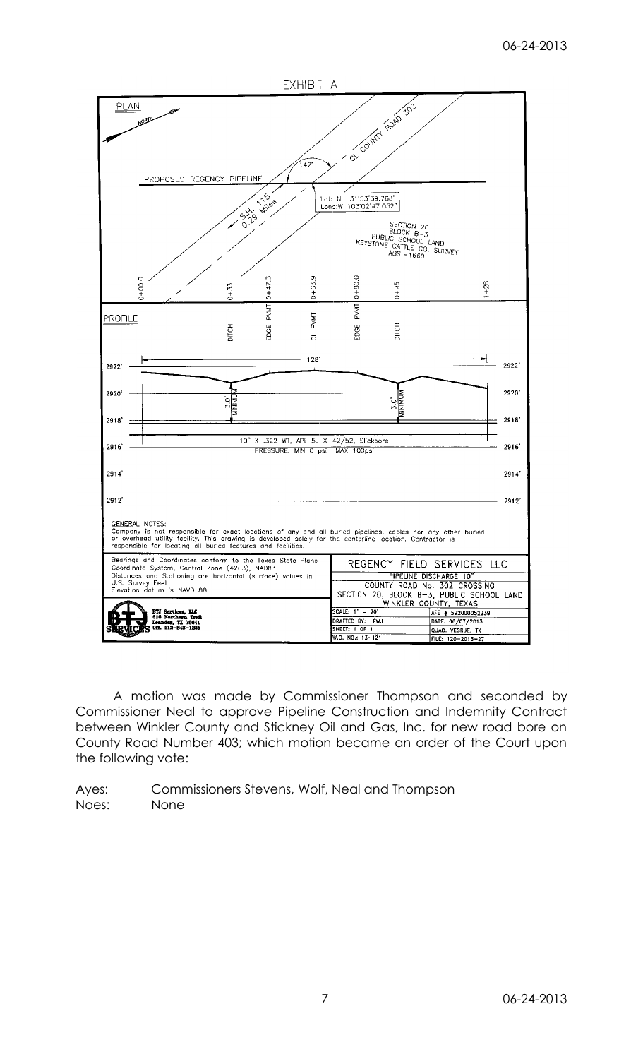EXHIBIT A

PLAN

NORTH

PROPOSED REGENCY PIPELINE

142°

CL COUNTY ROAD 302

S.H. 115 0.29 Miles

Lat: N 31°53'39.768"
Long:W 103°02'47.052"

SECTION 20
BLOCK B-3
PUBLIC SCHOOL LAND
KEYSTONE CATTLE CO. SURVEY
ABS.-1660

0+00.0 | 0+33 | 0+47.3 | 0+63.9 | 0+80.0 | 0+95 | 1+28

PROFILE

DITCH | EDGE PVMT | CL PVMT | EDGE PVMT | DITCH

128'

3.0' MINIMUM | 3.0' MINIMUM

2922' | 2920' | 2918' | 2916' | 2914' | 2912'

10" X .322 WT, API-5L X-42/52, Slickbore
PRESSURE: MIN 0 psi MAX 100psi

GENERAL NOTES:
Company is not responsible for exact locations of any and all buried pipelines, cables nor any other buried or overhead utility facility. This drawing is developed solely for the centerline location. Contractor is responsible for locating all buried features and facilities.

Bearings and Coordinates conform to the Texas State Plane Coordinate System, Central Zone (4203), NAD83.
Distances and Stationing are horizontal (surface) values in U.S. Survey Feet.
Elevation datum is NAVD 88.

BTJ Services, LLC
818 Northern Trail
Leander, TX 78641
Off. 512-843-1285

REGENCY FIELD SERVICES LLC
PIPELINE DISCHARGE 10"
COUNTY ROAD No. 302 CROSSING
SECTION 20, BLOCK B-3, PUBLIC SCHOOL LAND
WINKLER COUNTY, TEXAS

| | |
|---|---|
| SCALE: 1" = 20' | AFE # 592000052239 |
| DRAFTED BY: RWJ | DATE: 06/07/2013 |
| SHEET: 1 OF 1 | QUAD: VESRUE, TX |
| W.O. NO.: 13-121 | FILE: 120-2013-27 |

A motion was made by Commissioner Thompson and seconded by Commissioner Neal to approve Pipeline Construction and Indemnity Contract between Winkler County and Stickney Oil and Gas, Inc. for new road bore on County Road Number 403; which motion became an order of the Court upon the following vote:

Ayes: Commissioners Stevens, Wolf, Neal and Thompson
Noes: None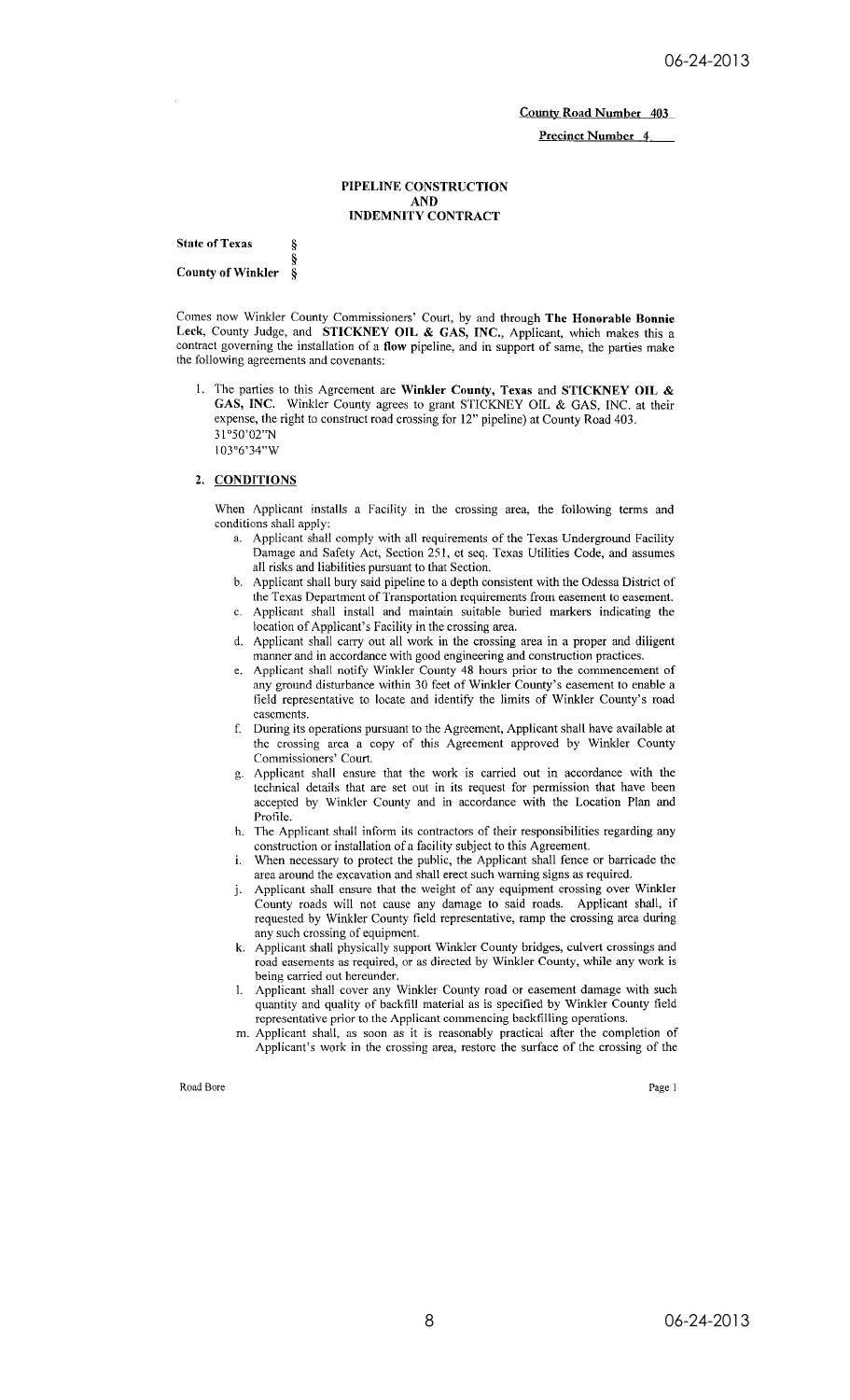**County Road Number 403**

**Precinct Number 4**

# PIPELINE CONSTRUCTION AND INDEMNITY CONTRACT

**State of Texas** §
§
**County of Winkler** §

Comes now Winkler County Commissioners' Court, by and through **The Honorable Bonnie Leck**, County Judge, and **STICKNEY OIL & GAS, INC.**, Applicant, which makes this a contract governing the installation of a **flow** pipeline, and in support of same, the parties make the following agreements and covenants:

1. The parties to this Agreement are **Winkler County, Texas** and **STICKNEY OIL & GAS, INC.** Winkler County agrees to grant STICKNEY OIL & GAS, INC. at their expense, the right to construct road crossing for 12" pipeline) at County Road 403.
31°50'02"N
103°6'34"W

2. **CONDITIONS**

When Applicant installs a Facility in the crossing area, the following terms and conditions shall apply:

a. Applicant shall comply with all requirements of the Texas Underground Facility Damage and Safety Act, Section 251, et seq. Texas Utilities Code, and assumes all risks and liabilities pursuant to that Section.
b. Applicant shall bury said pipeline to a depth consistent with the Odessa District of the Texas Department of Transportation requirements from easement to easement.
c. Applicant shall install and maintain suitable buried markers indicating the location of Applicant's Facility in the crossing area.
d. Applicant shall carry out all work in the crossing area in a proper and diligent manner and in accordance with good engineering and construction practices.
e. Applicant shall notify Winkler County 48 hours prior to the commencement of any ground disturbance within 30 feet of Winkler County's easement to enable a field representative to locate and identify the limits of Winkler County's road easements.
f. During its operations pursuant to the Agreement, Applicant shall have available at the crossing area a copy of this Agreement approved by Winkler County Commissioners' Court.
g. Applicant shall ensure that the work is carried out in accordance with the technical details that are set out in its request for permission that have been accepted by Winkler County and in accordance with the Location Plan and Profile.
h. The Applicant shall inform its contractors of their responsibilities regarding any construction or installation of a facility subject to this Agreement.
i. When necessary to protect the public, the Applicant shall fence or barricade the area around the excavation and shall erect such warning signs as required.
j. Applicant shall ensure that the weight of any equipment crossing over Winkler County roads will not cause any damage to said roads. Applicant shall, if requested by Winkler County field representative, ramp the crossing area during any such crossing of equipment.
k. Applicant shall physically support Winkler County bridges, culvert crossings and road easements as required, or as directed by Winkler County, while any work is being carried out hereunder.
l. Applicant shall cover any Winkler County road or easement damage with such quantity and quality of backfill material as is specified by Winkler County field representative prior to the Applicant commencing backfilling operations.
m. Applicant shall, as soon as it is reasonably practical after the completion of Applicant's work in the crossing area, restore the surface of the crossing of the

Road Bore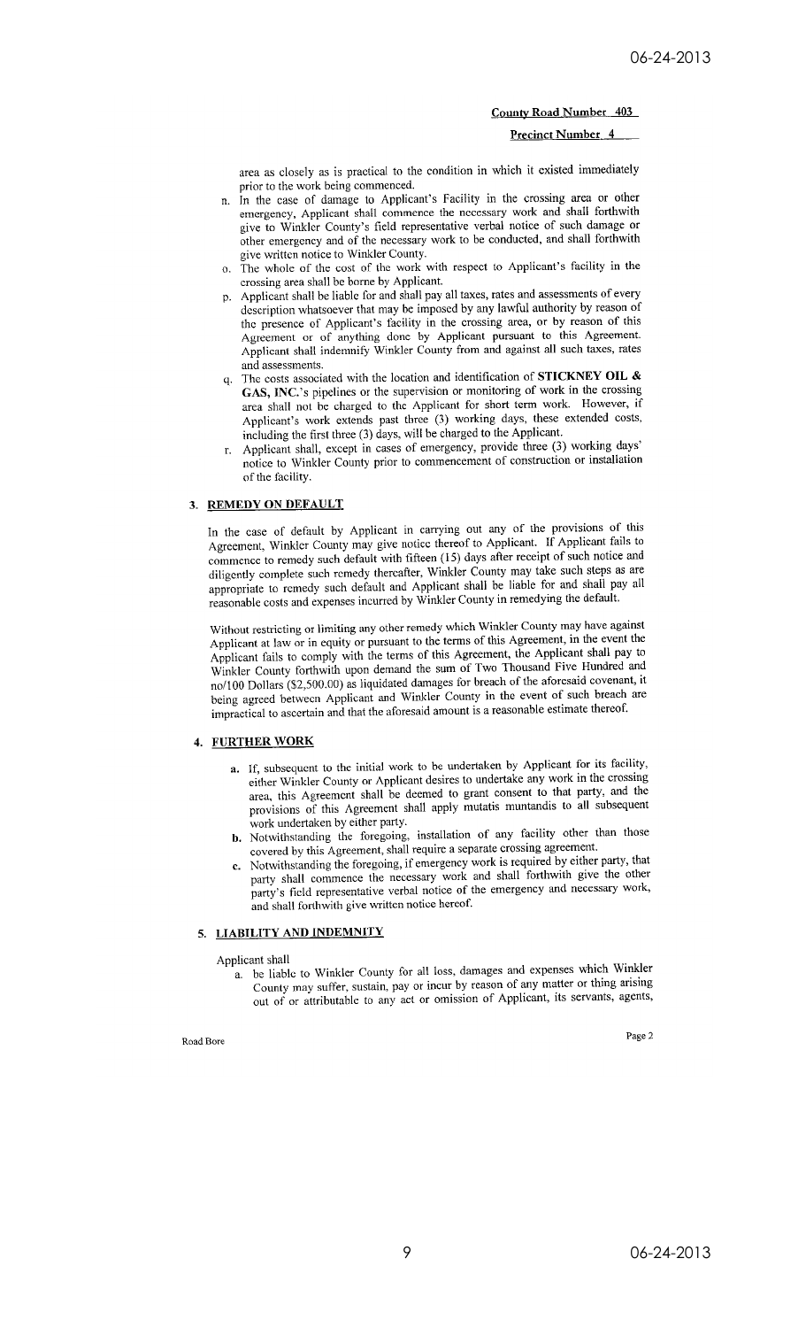**County Road Number 403**

**Precinct Number 4**

area as closely as is practical to the condition in which it existed immediately prior to the work being commenced.

n. In the case of damage to Applicant's Facility in the crossing area or other emergency, Applicant shall commence the necessary work and shall forthwith give to Winkler County's field representative verbal notice of such damage or other emergency and of the necessary work to be conducted, and shall forthwith give written notice to Winkler County.

o. The whole of the cost of the work with respect to Applicant's facility in the crossing area shall be borne by Applicant.

p. Applicant shall be liable for and shall pay all taxes, rates and assessments of every description whatsoever that may be imposed by any lawful authority by reason of the presence of Applicant's facility in the crossing area, or by reason of this Agreement or of anything done by Applicant pursuant to this Agreement. Applicant shall indemnify Winkler County from and against all such taxes, rates and assessments.

q. The costs associated with the location and identification of **STICKNEY OIL & GAS, INC.**'s pipelines or the supervision or monitoring of work in the crossing area shall not be charged to the Applicant for short term work. However, if Applicant's work extends past three (3) working days, these extended costs, including the first three (3) days, will be charged to the Applicant.

r. Applicant shall, except in cases of emergency, provide three (3) working days' notice to Winkler County prior to commencement of construction or installation of the facility.

## 3. REMEDY ON DEFAULT

In the case of default by Applicant in carrying out any of the provisions of this Agreement, Winkler County may give notice thereof to Applicant. If Applicant fails to commence to remedy such default with fifteen (15) days after receipt of such notice and diligently complete such remedy thereafter, Winkler County may take such steps as are appropriate to remedy such default and Applicant shall be liable for and shall pay all reasonable costs and expenses incurred by Winkler County in remedying the default.

Without restricting or limiting any other remedy which Winkler County may have against Applicant at law or in equity or pursuant to the terms of this Agreement, in the event the Applicant fails to comply with the terms of this Agreement, the Applicant shall pay to Winkler County forthwith upon demand the sum of Two Thousand Five Hundred and no/100 Dollars ($2,500.00) as liquidated damages for breach of the aforesaid covenant, it being agreed between Applicant and Winkler County in the event of such breach are impractical to ascertain and that the aforesaid amount is a reasonable estimate thereof.

## 4. FURTHER WORK

a. If, subsequent to the initial work to be undertaken by Applicant for its facility, either Winkler County or Applicant desires to undertake any work in the crossing area, this Agreement shall be deemed to grant consent to that party, and the provisions of this Agreement shall apply mutatis muntandis to all subsequent work undertaken by either party.

b. Notwithstanding the foregoing, installation of any facility other than those covered by this Agreement, shall require a separate crossing agreement.

c. Notwithstanding the foregoing, if emergency work is required by either party, that party shall commence the necessary work and shall forthwith give the other party's field representative verbal notice of the emergency and necessary work, and shall forthwith give written notice hereof.

## 5. LIABILITY AND INDEMNITY

Applicant shall

a. be liable to Winkler County for all loss, damages and expenses which Winkler County may suffer, sustain, pay or incur by reason of any matter or thing arising out of or attributable to any act or omission of Applicant, its servants, agents,

Road Bore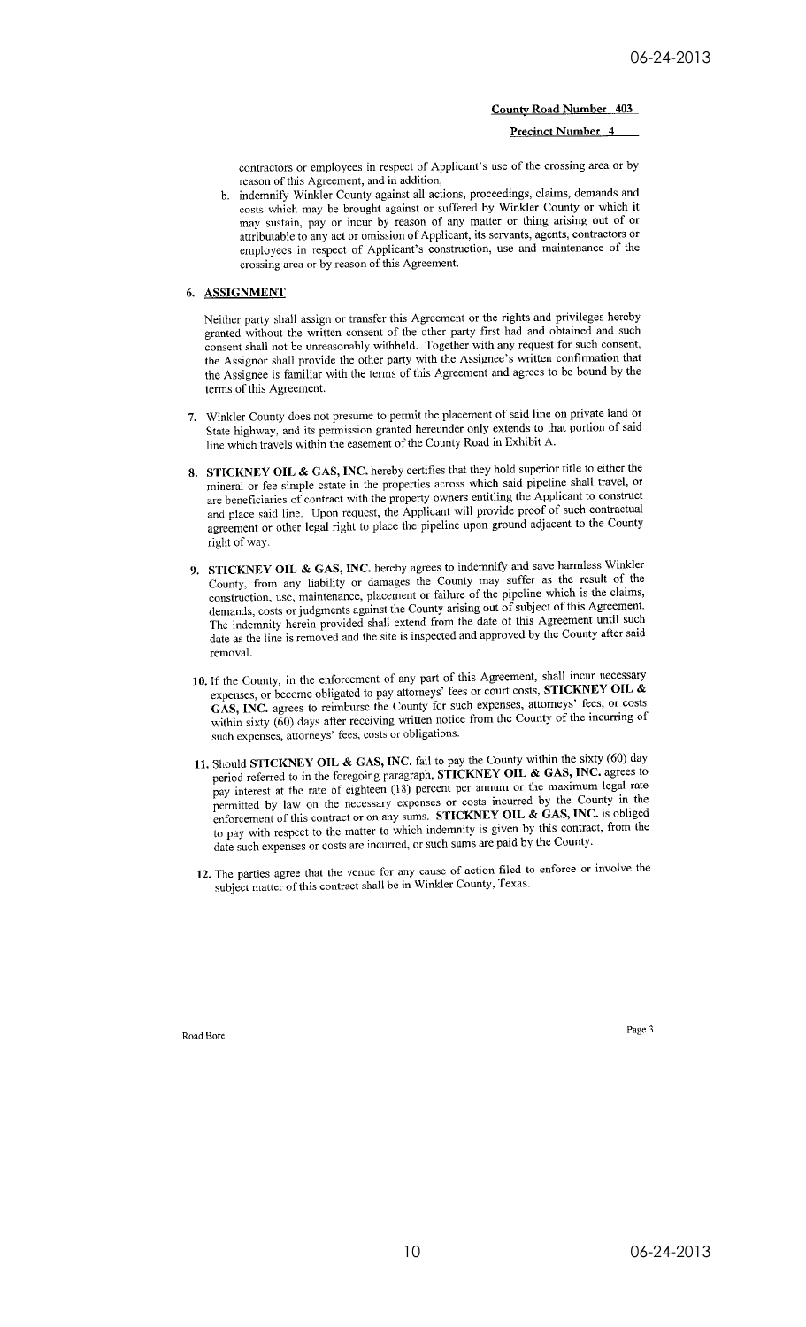**County Road Number 403**

**Precinct Number 4**

contractors or employees in respect of Applicant's use of the crossing area or by reason of this Agreement, and in addition,

b. indemnify Winkler County against all actions, proceedings, claims, demands and costs which may be brought against or suffered by Winkler County or which it may sustain, pay or incur by reason of any matter or thing arising out of or attributable to any act or omission of Applicant, its servants, agents, contractors or employees in respect of Applicant's construction, use and maintenance of the crossing area or by reason of this Agreement.

## 6. ASSIGNMENT

Neither party shall assign or transfer this Agreement or the rights and privileges hereby granted without the written consent of the other party first had and obtained and such consent shall not be unreasonably withheld. Together with any request for such consent, the Assignor shall provide the other party with the Assignee's written confirmation that the Assignee is familiar with the terms of this Agreement and agrees to be bound by the terms of this Agreement.

7. Winkler County does not presume to permit the placement of said line on private land or State highway, and its permission granted hereunder only extends to that portion of said line which travels within the easement of the County Road in Exhibit A.

8. **STICKNEY OIL & GAS, INC.** hereby certifies that they hold superior title to either the mineral or fee simple estate in the properties across which said pipeline shall travel, or are beneficiaries of contract with the property owners entitling the Applicant to construct and place said line. Upon request, the Applicant will provide proof of such contractual agreement or other legal right to place the pipeline upon ground adjacent to the County right of way.

9. **STICKNEY OIL & GAS, INC.** hereby agrees to indemnify and save harmless Winkler County, from any liability or damages the County may suffer as the result of the construction, use, maintenance, placement or failure of the pipeline which is the claims, demands, costs or judgments against the County arising out of subject of this Agreement. The indemnity herein provided shall extend from the date of this Agreement until such date as the line is removed and the site is inspected and approved by the County after said removal.

10. If the County, in the enforcement of any part of this Agreement, shall incur necessary expenses, or become obligated to pay attorneys' fees or court costs, **STICKNEY OIL & GAS, INC.** agrees to reimburse the County for such expenses, attorneys' fees, or costs within sixty (60) days after receiving written notice from the County of the incurring of such expenses, attorneys' fees, costs or obligations.

11. Should **STICKNEY OIL & GAS, INC.** fail to pay the County within the sixty (60) day period referred to in the foregoing paragraph, **STICKNEY OIL & GAS, INC.** agrees to pay interest at the rate of eighteen (18) percent per annum or the maximum legal rate permitted by law on the necessary expenses or costs incurred by the County in the enforcement of this contract or on any sums. **STICKNEY OIL & GAS, INC.** is obliged to pay with respect to the matter to which indemnity is given by this contract, from the date such expenses or costs are incurred, or such sums are paid by the County.

12. The parties agree that the venue for any cause of action filed to enforce or involve the subject matter of this contract shall be in Winkler County, Texas.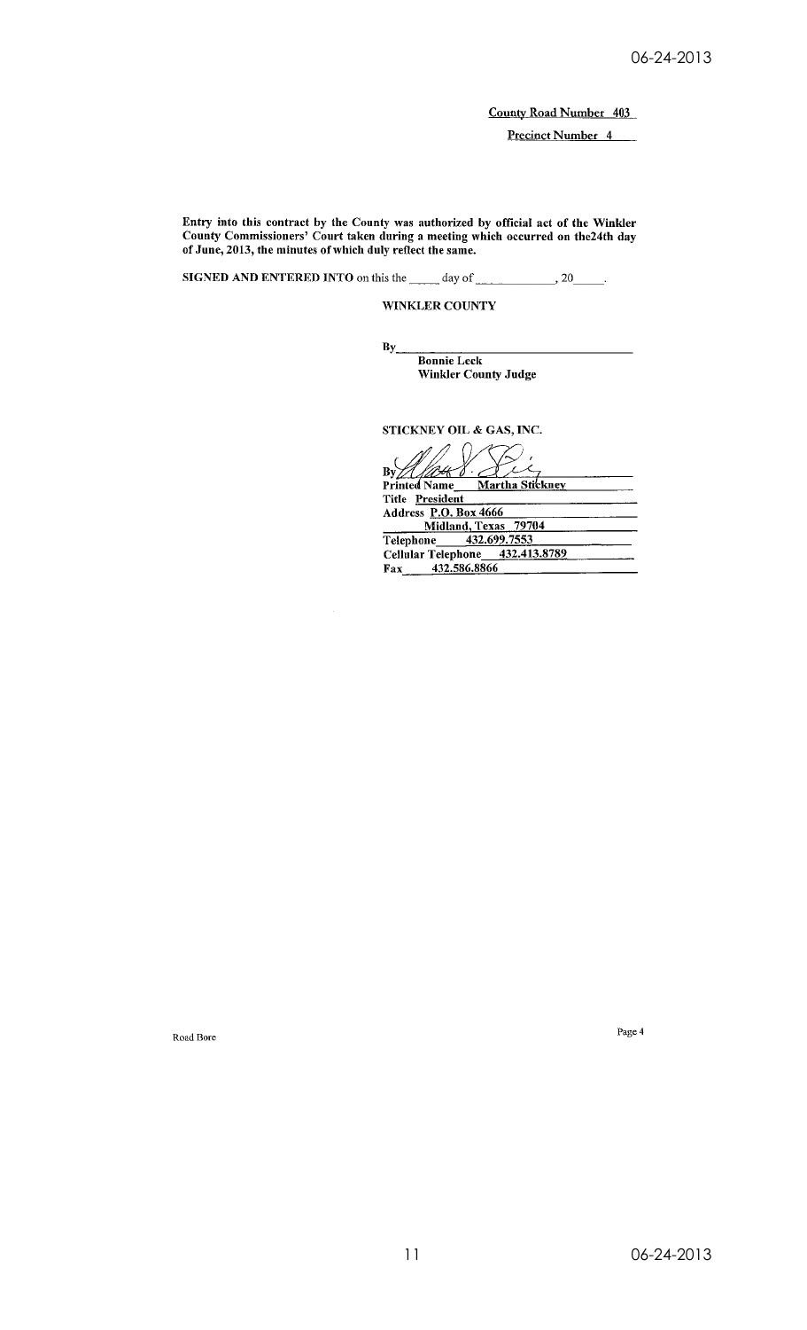County Road Number 403

Precinct Number 4

**Entry into this contract by the County was authorized by official act of the Winkler County Commissioners' Court taken during a meeting which occurred on the24th day of June, 2013, the minutes of which duly reflect the same.**

**SIGNED AND ENTERED INTO** on this the _____ day of _____________, 20_____.

**WINKLER COUNTY**

By_________________________________
**Bonnie Leck**
**Winkler County Judge**

**STICKNEY OIL & GAS, INC.**

By_________________________________
**Printed Name** Martha Stickney
**Title** President
**Address** P.O. Box 4666
Midland, Texas 79704
**Telephone** 432.699.7553
**Cellular Telephone** 432.413.8789
**Fax** 432.586.8866

Road Bore

Page 4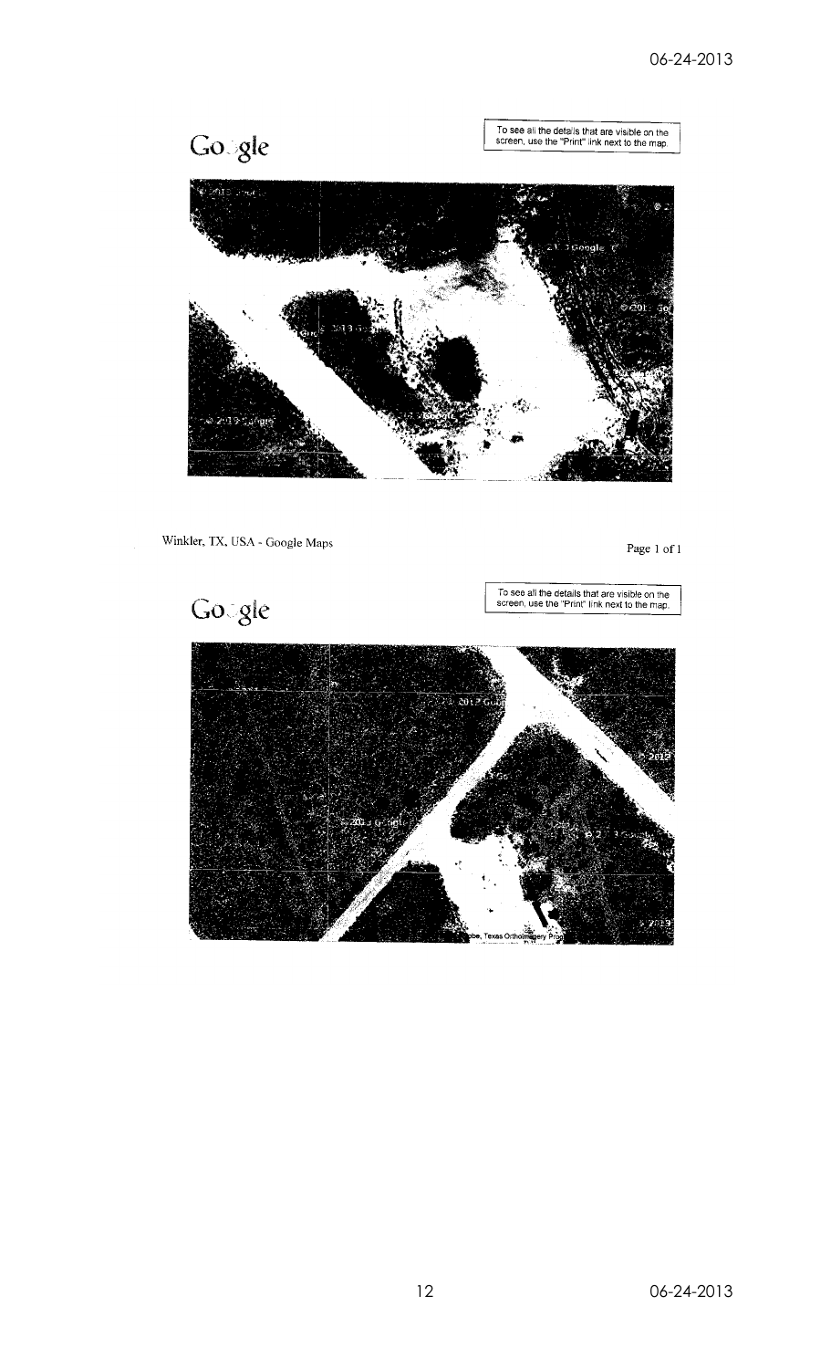Google

To see all the details that are visible on the screen, use the "Print" link next to the map.

Winkler, TX, USA - Google Maps

Google

To see all the details that are visible on the screen, use the "Print" link next to the map.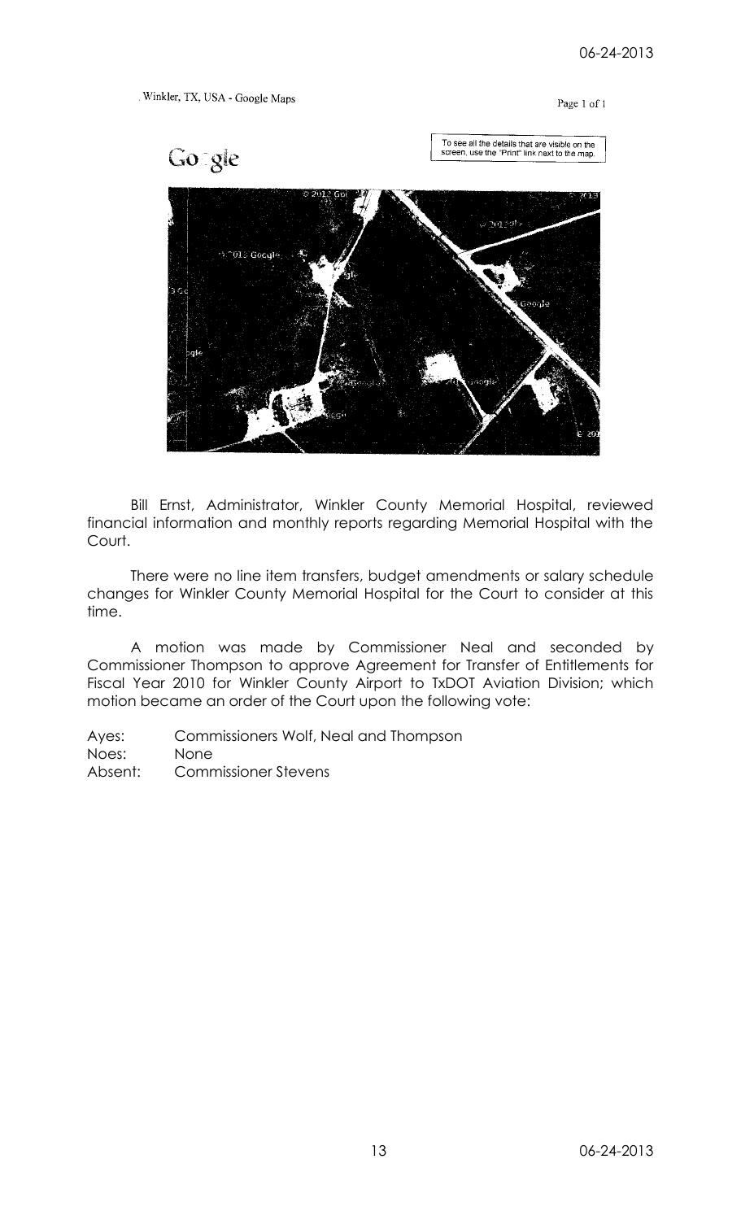Winkler, TX, USA - Google Maps

Page 1 of 1

Google

To see all the details that are visible on the screen, use the "Print" link next to the map.

Bill Ernst, Administrator, Winkler County Memorial Hospital, reviewed financial information and monthly reports regarding Memorial Hospital with the Court.

There were no line item transfers, budget amendments or salary schedule changes for Winkler County Memorial Hospital for the Court to consider at this time.

A motion was made by Commissioner Neal and seconded by Commissioner Thompson to approve Agreement for Transfer of Entitlements for Fiscal Year 2010 for Winkler County Airport to TxDOT Aviation Division; which motion became an order of the Court upon the following vote:

Ayes: Commissioners Wolf, Neal and Thompson
Noes: None
Absent: Commissioner Stevens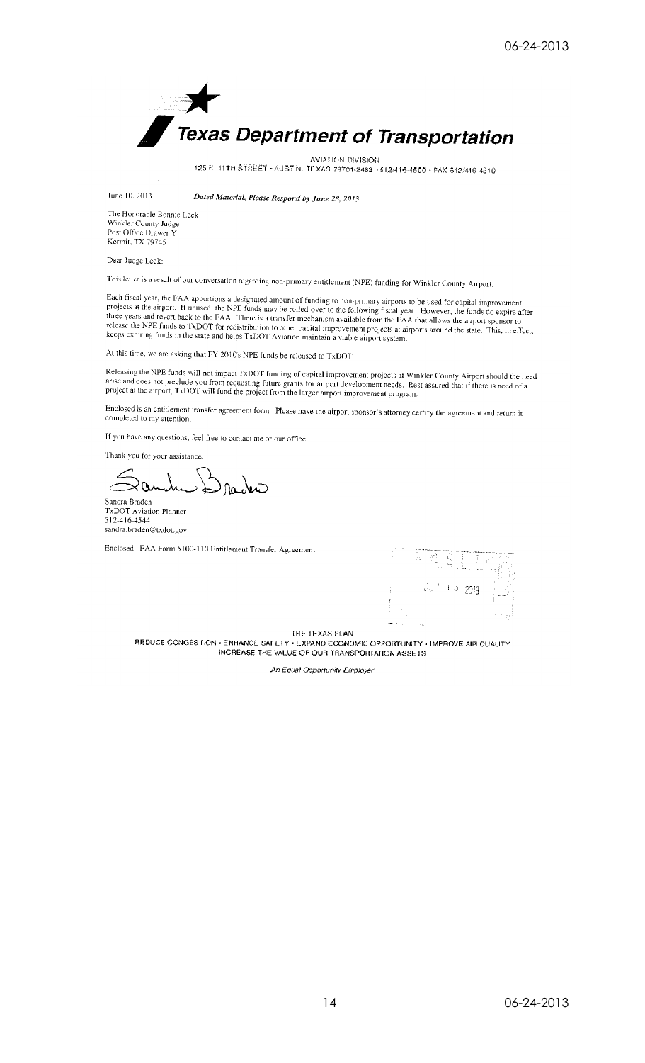# Texas Department of Transportation

AVIATION DIVISION
125 E. 11TH STREET • AUSTIN, TEXAS 78701-2483 • 512/416-4500 • FAX 512/416-4510

June 10, 2013 *Dated Material, Please Respond by June 28, 2013*

The Honorable Bonnie Leck
Winkler County Judge
Post Office Drawer Y
Kermit, TX 79745

Dear Judge Leck:

This letter is a result of our conversation regarding non-primary entitlement (NPE) funding for Winkler County Airport.

Each fiscal year, the FAA apportions a designated amount of funding to non-primary airports to be used for capital improvement projects at the airport. If unused, the NPE funds may be rolled-over to the following fiscal year. However, the funds do expire after three years and revert back to the FAA. There is a transfer mechanism available from the FAA that allows the airport sponsor to release the NPE funds to TxDOT for redistribution to other capital improvement projects at airports around the state. This, in effect, keeps expiring funds in the state and helps TxDOT Aviation maintain a viable airport system.

At this time, we are asking that FY 2010's NPE funds be released to TxDOT.

Releasing the NPE funds will not impact TxDOT funding of capital improvement projects at Winkler County Airport should the need arise and does not preclude you from requesting future grants for airport development needs. Rest assured that if there is need of a project at the airport, TxDOT will fund the project from the larger airport improvement program.

Enclosed is an entitlement transfer agreement form. Please have the airport sponsor's attorney certify the agreement and return it completed to my attention.

If you have any questions, feel free to contact me or our office.

Thank you for your assistance.

Sandra Braden
TxDOT Aviation Planner
512-416-4544
sandra.braden@txdot.gov

Enclosed: FAA Form 5100-110 Entitlement Transfer Agreement

RECEIVED
JUL 1 5 2013

THE TEXAS PLAN
REDUCE CONGESTION • ENHANCE SAFETY • EXPAND ECONOMIC OPPORTUNITY • IMPROVE AIR QUALITY
INCREASE THE VALUE OF OUR TRANSPORTATION ASSETS

*An Equal Opportunity Employer*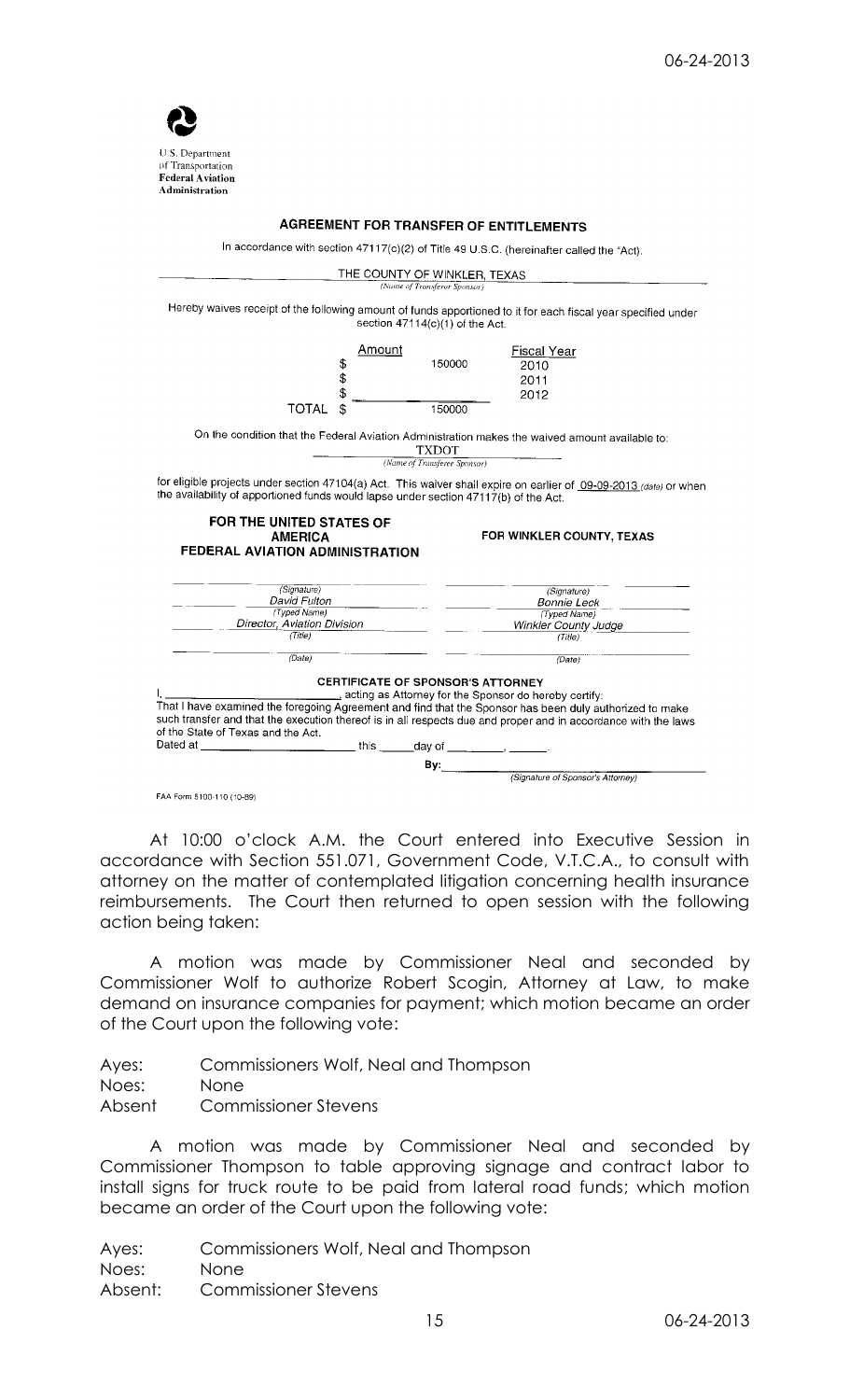U.S. Department of Transportation
**Federal Aviation Administration**

## AGREEMENT FOR TRANSFER OF ENTITLEMENTS

In accordance with section 47117(c)(2) of Title 49 U.S.C. (hereinafter called the "Act).

THE COUNTY OF WINKLER, TEXAS
*(Name of Transferor Sponsor)*

Hereby waives receipt of the following amount of funds apportioned to it for each fiscal year specified under section 47114(c)(1) of the Act.

| | Amount | Fiscal Year |
|---|---|---|
| | $ 150000 | 2010 |
| | $ | 2011 |
| | $ | 2012 |
| TOTAL | $ 150000 | |

On the condition that the Federal Aviation Administration makes the waived amount available to:

TXDOT
*(Name of Transferee Sponsor)*

for eligible projects under section 47104(a) Act. This waiver shall expire on earlier of 09-09-2013 *(date)* or when the availability of apportioned funds would lapse under section 47117(b) of the Act.

| FOR THE UNITED STATES OF AMERICA FEDERAL AVIATION ADMINISTRATION | FOR WINKLER COUNTY, TEXAS |
|---|---|
| *(Signature)* | *(Signature)* |
| *David Fulton* | *Bonnie Leck* |
| *(Typed Name)* | *(Typed Name)* |
| *Director, Aviation Division* | *Winkler County Judge* |
| *(Title)* | *(Title)* |
| *(Date)* | *(Date)* |

**CERTIFICATE OF SPONSOR'S ATTORNEY**

I, ______________, acting as Attorney for the Sponsor do hereby certify:
That I have examined the foregoing Agreement and find that the Sponsor has been duly authorized to make such transfer and that the execution thereof is in all respects due and proper and in accordance with the laws of the State of Texas and the Act.
Dated at ______________ this _____day of ______, ______.

By: ______________
*(Signature of Sponsor's Attorney)*

FAA Form 5100-110 (10-89)

At 10:00 o'clock A.M. the Court entered into Executive Session in accordance with Section 551.071, Government Code, V.T.C.A., to consult with attorney on the matter of contemplated litigation concerning health insurance reimbursements. The Court then returned to open session with the following action being taken:

A motion was made by Commissioner Neal and seconded by Commissioner Wolf to authorize Robert Scogin, Attorney at Law, to make demand on insurance companies for payment; which motion became an order of the Court upon the following vote:

Ayes: Commissioners Wolf, Neal and Thompson
Noes: None
Absent Commissioner Stevens

A motion was made by Commissioner Neal and seconded by Commissioner Thompson to table approving signage and contract labor to install signs for truck route to be paid from lateral road funds; which motion became an order of the Court upon the following vote:

Ayes: Commissioners Wolf, Neal and Thompson
Noes: None
Absent: Commissioner Stevens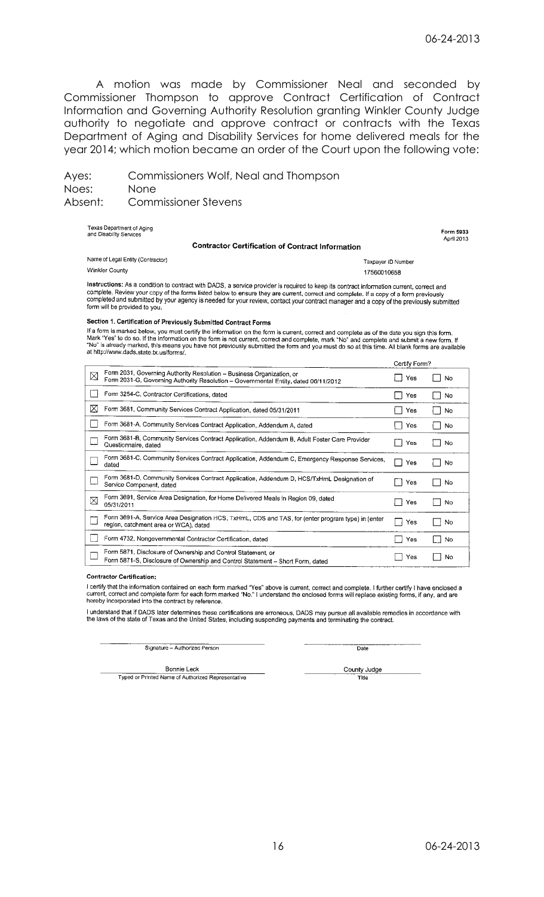A motion was made by Commissioner Neal and seconded by Commissioner Thompson to approve Contract Certification of Contract Information and Governing Authority Resolution granting Winkler County Judge authority to negotiate and approve contract or contracts with the Texas Department of Aging and Disability Services for home delivered meals for the year 2014; which motion became an order of the Court upon the following vote:

Ayes: Commissioners Wolf, Neal and Thompson
Noes: None
Absent: Commissioner Stevens

Texas Department of Aging and Disability Services

Form 5933
April 2013

## Contractor Certification of Contract Information

| Name of Legal Entity (Contractor) | Taxpayer ID Number |
|---|---|
| Winkler County | 17560010658 |

**Instructions:** As a condition to contract with DADS, a service provider is required to keep its contract information current, correct and complete. Review your copy of the forms listed below to ensure they are current, correct and complete. If a copy of a form previously completed and submitted by your agency is needed for your review, contact your contract manager and a copy of the previously submitted form will be provided to you.

**Section 1. Certification of Previously Submitted Contract Forms**

If a form is marked below, you must certify the information on the form is current, correct and complete as of the date you sign this form. Mark "Yes" to do so. If the information on the form is not current, correct and complete, mark "No" and complete and submit a new form. If "No" is already marked, this means you have not previously submitted the form and you must do so at this time. All blank forms are available at http://www.dads.state.tx.us/forms/.

| | | Certify Form? | |
|---|---|---|---|
| ☒ | Form 2031, Governing Authority Resolution – Business Organization, or Form 2031-G, Governing Authority Resolution – Governmental Entity, dated 06/11/2012 | ☐ Yes | ☐ No |
| ☐ | Form 3254-C, Contractor Certifications, dated | ☐ Yes | ☐ No |
| ☒ | Form 3681, Community Services Contract Application, dated 05/31/2011 | ☐ Yes | ☐ No |
| ☐ | Form 3681-A, Community Services Contract Application, Addendum A, dated | ☐ Yes | ☐ No |
| ☐ | Form 3681-B, Community Services Contract Application, Addendum B, Adult Foster Care Provider Questionnaire, dated | ☐ Yes | ☐ No |
| ☐ | Form 3681-C, Community Services Contract Application, Addendum C, Emergency Response Services, dated | ☐ Yes | ☐ No |
| ☐ | Form 3681-D, Community Services Contract Application, Addendum D, HCS/TxHmL Designation of Service Component, dated | ☐ Yes | ☐ No |
| ☒ | Form 3691, Service Area Designation, for Home Delivered Meals in Region 09, dated 05/31/2011 | ☐ Yes | ☐ No |
| ☐ | Form 3691-A, Service Area Designation HCS, TxHmL, CDS and TAS, for (enter program type) in (enter region, catchment area or WCA), dated | ☐ Yes | ☐ No |
| ☐ | Form 4732, Nongovernmental Contractor Certification, dated | ☐ Yes | ☐ No |
| ☐ | Form 5871, Disclosure of Ownership and Control Statement, or Form 5871-S, Disclosure of Ownership and Control Statement – Short Form, dated | ☐ Yes | ☐ No |

**Contractor Certification:**

I certify that the information contained on each form marked "Yes" above is current, correct and complete. I further certify I have enclosed a current, correct and complete form for each form marked "No." I understand the enclosed forms will replace existing forms, if any, and are hereby incorporated into the contract by reference.

I understand that if DADS later determines these certifications are erroneous, DADS may pursue all available remedies in accordance with the laws of the state of Texas and the United States, including suspending payments and terminating the contract.

Signature – Authorized Person _______________ Date _______________

Bonnie Leck — Typed or Printed Name of Authorized Representative

County Judge — Title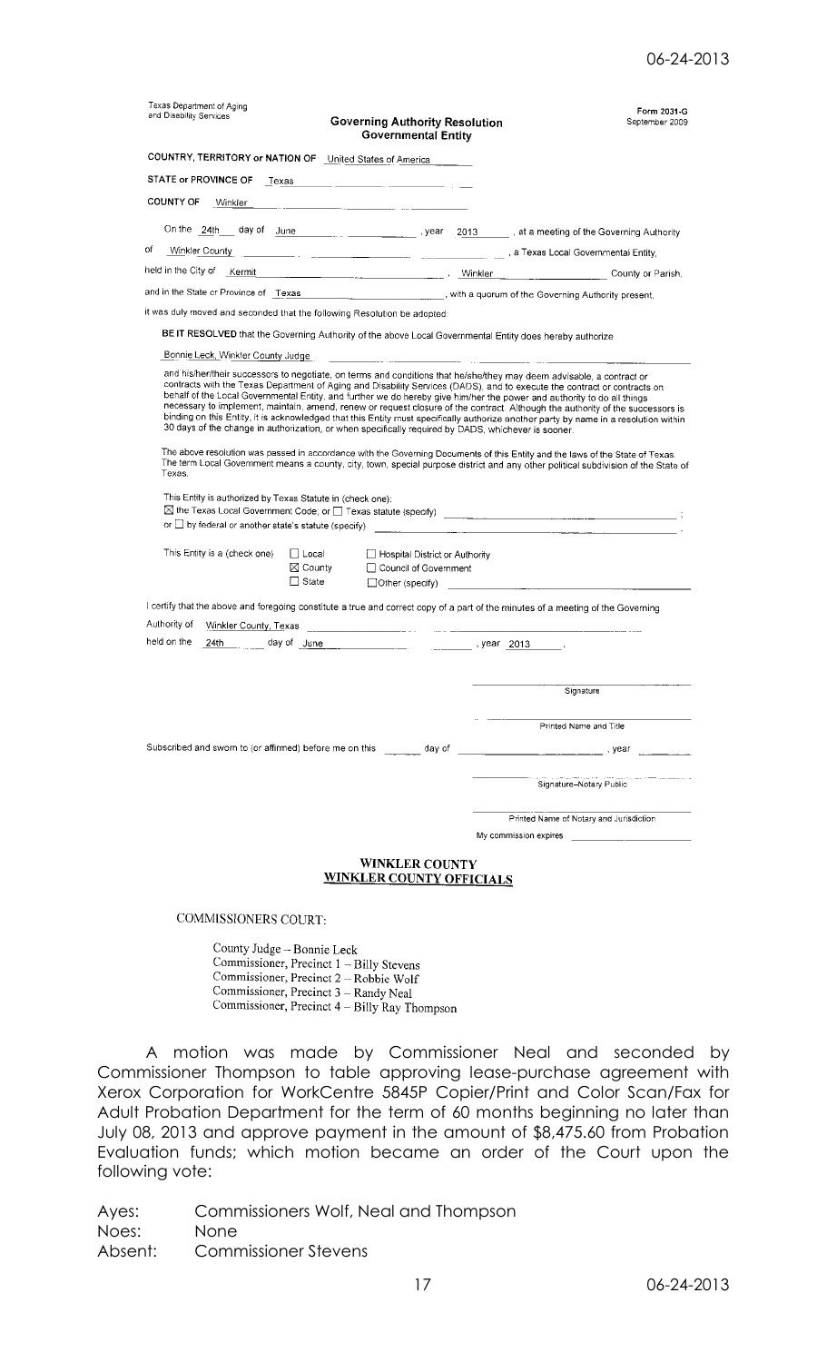Texas Department of Aging and Disability Services

Form 2031-G
September 2009

## Governing Authority Resolution
### Governmental Entity

COUNTRY, TERRITORY or NATION OF United States of America

STATE or PROVINCE OF Texas

COUNTY OF Winkler

On the 24th day of June, year 2013, at a meeting of the Governing Authority of Winkler County, a Texas Local Governmental Entity, held in the City of Kermit, Winkler County or Parish, and in the State or Province of Texas, with a quorum of the Governing Authority present, it was duly moved and seconded that the following Resolution be adopted:

**BE IT RESOLVED** that the Governing Authority of the above Local Governmental Entity does hereby authorize

Bonnie Leck, Winkler County Judge

and his/her/their successors to negotiate, on terms and conditions that he/she/they may deem advisable, a contract or contracts with the Texas Department of Aging and Disability Services (DADS), and to execute the contract or contracts on behalf of the Local Governmental Entity, and further we do hereby give him/her the power and authority to do all things necessary to implement, maintain, amend, renew or request closure of the contract. Although the authority of the successors is binding on this Entity, it is acknowledged that this Entity must specifically authorize another party by name in a resolution within 30 days of the change in authorization, or when specifically required by DADS, whichever is sooner.

The above resolution was passed in accordance with the Governing Documents of this Entity and the laws of the State of Texas. The term Local Government means a county, city, town, special purpose district and any other political subdivision of the State of Texas.

This Entity is authorized by Texas Statute in (check one):
☒ the Texas Local Government Code; or ☐ Texas statute (specify) ______;
or ☐ by federal or another state's statute (specify) ______.

This Entity is a (check one) ☐ Local ☒ County ☐ State ☐ Hospital District or Authority ☐ Council of Government ☐ Other (specify) ______

I certify that the above and foregoing constitute a true and correct copy of a part of the minutes of a meeting of the Governing Authority of Winkler County, Texas held on the 24th day of June, year 2013.

______
Signature

______
Printed Name and Title

Subscribed and sworn to (or affirmed) before me on this ______ day of ______, year ______

______
Signature–Notary Public

______
Printed Name of Notary and Jurisdiction

My commission expires ______

**WINKLER COUNTY**
**WINKLER COUNTY OFFICIALS**

COMMISSIONERS COURT:

County Judge – Bonnie Leck
Commissioner, Precinct 1 – Billy Stevens
Commissioner, Precinct 2 – Robbie Wolf
Commissioner, Precinct 3 – Randy Neal
Commissioner, Precinct 4 – Billy Ray Thompson

A motion was made by Commissioner Neal and seconded by Commissioner Thompson to table approving lease-purchase agreement with Xerox Corporation for WorkCentre 5845P Copier/Print and Color Scan/Fax for Adult Probation Department for the term of 60 months beginning no later than July 08, 2013 and approve payment in the amount of $8,475.60 from Probation Evaluation funds; which motion became an order of the Court upon the following vote:

Ayes: Commissioners Wolf, Neal and Thompson
Noes: None
Absent: Commissioner Stevens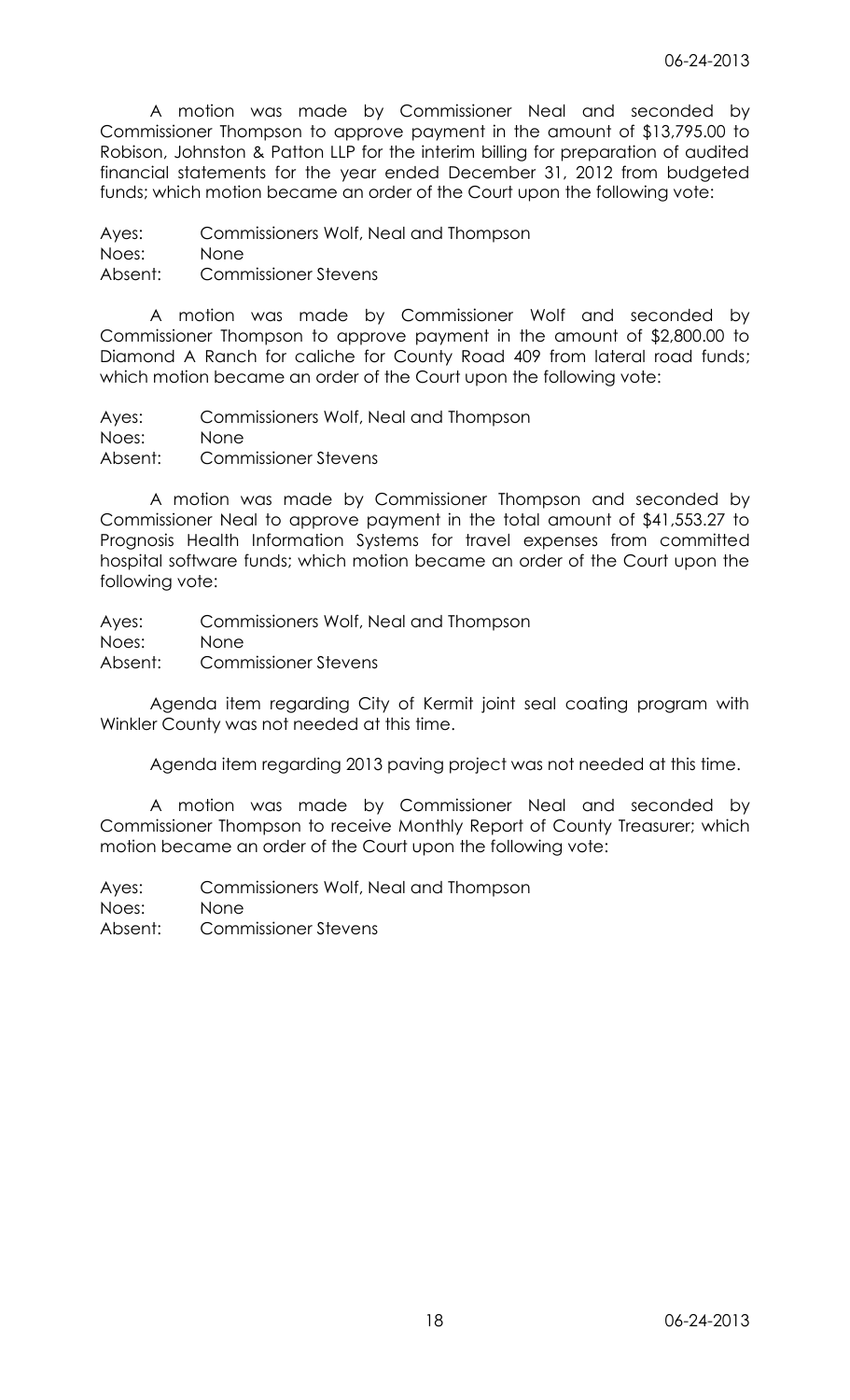A motion was made by Commissioner Neal and seconded by Commissioner Thompson to approve payment in the amount of $13,795.00 to Robison, Johnston & Patton LLP for the interim billing for preparation of audited financial statements for the year ended December 31, 2012 from budgeted funds; which motion became an order of the Court upon the following vote:

Ayes: Commissioners Wolf, Neal and Thompson
Noes: None
Absent: Commissioner Stevens

A motion was made by Commissioner Wolf and seconded by Commissioner Thompson to approve payment in the amount of $2,800.00 to Diamond A Ranch for caliche for County Road 409 from lateral road funds; which motion became an order of the Court upon the following vote:

Ayes: Commissioners Wolf, Neal and Thompson
Noes: None
Absent: Commissioner Stevens

A motion was made by Commissioner Thompson and seconded by Commissioner Neal to approve payment in the total amount of $41,553.27 to Prognosis Health Information Systems for travel expenses from committed hospital software funds; which motion became an order of the Court upon the following vote:

Ayes: Commissioners Wolf, Neal and Thompson
Noes: None
Absent: Commissioner Stevens

Agenda item regarding City of Kermit joint seal coating program with Winkler County was not needed at this time.

Agenda item regarding 2013 paving project was not needed at this time.

A motion was made by Commissioner Neal and seconded by Commissioner Thompson to receive Monthly Report of County Treasurer; which motion became an order of the Court upon the following vote:

Ayes: Commissioners Wolf, Neal and Thompson
Noes: None
Absent: Commissioner Stevens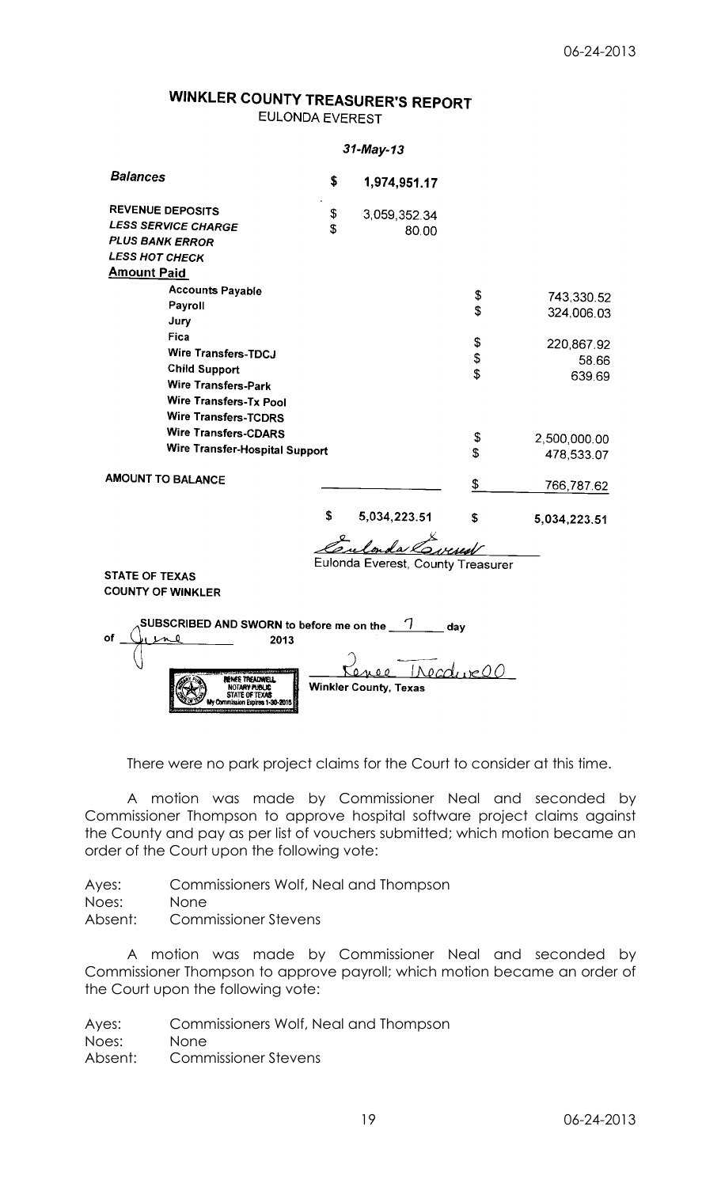## WINKLER COUNTY TREASURER'S REPORT

EULONDA EVEREST

*31-May-13*

| | | | | |
|---|---|---|---|---|
| ***Balances*** | $ | 1,974,951.17 | | |
| **REVENUE DEPOSITS** | $ | 3,059,352.34 | | |
| ***LESS SERVICE CHARGE*** | $ | 80.00 | | |
| ***PLUS BANK ERROR*** | | | | |
| ***LESS HOT CHECK*** | | | | |
| **Amount Paid** | | | | |
| **Accounts Payable** | | | $ | 743,330.52 |
| **Payroll** | | | $ | 324,006.03 |
| **Jury** | | | | |
| **Fica** | | | $ | 220,867.92 |
| **Wire Transfers-TDCJ** | | | $ | 58.66 |
| **Child Support** | | | $ | 639.69 |
| **Wire Transfers-Park** | | | | |
| **Wire Transfers-Tx Pool** | | | | |
| **Wire Transfers-TCDRS** | | | | |
| **Wire Transfers-CDARS** | | | $ | 2,500,000.00 |
| **Wire Transfer-Hospital Support** | | | $ | 478,533.07 |
| **AMOUNT TO BALANCE** | | | $ | 766,787.62 |
| | $ | 5,034,223.51 | $ | 5,034,223.51 |

Eulonda Everest, County Treasurer

**STATE OF TEXAS**
**COUNTY OF WINKLER**

**SUBSCRIBED AND SWORN to before me on the** 7 **day of** June **2013**

Renee Treadwell
**Winkler County, Texas**

RENEE TREADWELL
NOTARY PUBLIC
STATE OF TEXAS
My Commission Expires 1-30-2015

There were no park project claims for the Court to consider at this time.

A motion was made by Commissioner Neal and seconded by Commissioner Thompson to approve hospital software project claims against the County and pay as per list of vouchers submitted; which motion became an order of the Court upon the following vote:

Ayes: Commissioners Wolf, Neal and Thompson
Noes: None
Absent: Commissioner Stevens

A motion was made by Commissioner Neal and seconded by Commissioner Thompson to approve payroll; which motion became an order of the Court upon the following vote:

Ayes: Commissioners Wolf, Neal and Thompson
Noes: None
Absent: Commissioner Stevens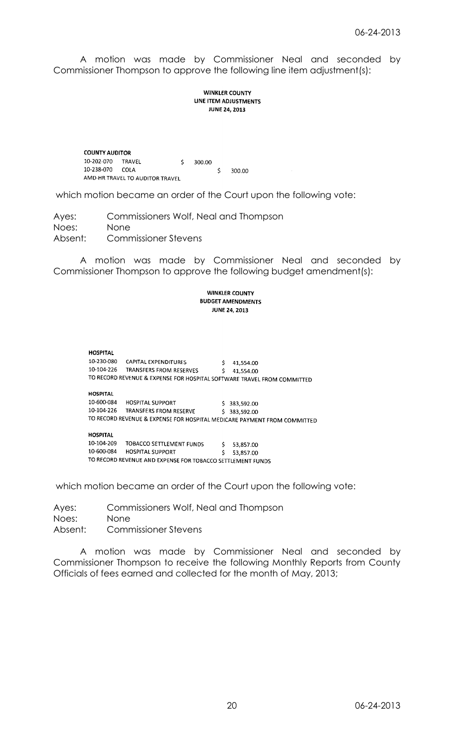A motion was made by Commissioner Neal and seconded by Commissioner Thompson to approve the following line item adjustment(s):

**WINKLER COUNTY**
**LINE ITEM ADJUSTMENTS**
**JUNE 24, 2013**

**COUNTY AUDITOR**

| | | | |
|---|---|---|---|
| 10-202-070 | TRAVEL | $ 300.00 | |
| 10-238-070 | COLA | | $ 300.00 |

AMD-HR TRAVEL TO AUDITOR TRAVEL

which motion became an order of the Court upon the following vote:

Ayes: Commissioners Wolf, Neal and Thompson
Noes: None
Absent: Commissioner Stevens

A motion was made by Commissioner Neal and seconded by Commissioner Thompson to approve the following budget amendment(s):

**WINKLER COUNTY**
**BUDGET AMENDMENTS**
**JUNE 24, 2013**

**HOSPITAL**

| | | |
|---|---|---|
| 10-230-080 | CAPITAL EXPENDITURES | $ 41,554.00 |
| 10-104-226 | TRANSFERS FROM RESERVES | $ 41,554.00 |

TO RECORD REVENUE & EXPENSE FOR HOSPITAL SOFTWARE TRAVEL FROM COMMITTED

**HOSPITAL**

| | | |
|---|---|---|
| 10-600-084 | HOSPITAL SUPPORT | $ 383,592.00 |
| 10-104-226 | TRANSFERS FROM RESERVE | $ 383,592.00 |

TO RECORD REVENUE & EXPENSE FOR HOSPITAL MEDICARE PAYMENT FROM COMMITTED

**HOSPITAL**

| | | |
|---|---|---|
| 10-104-209 | TOBACCO SETTLEMENT FUNDS | $ 53,857.00 |
| 10-600-084 | HOSPITAL SUPPORT | $ 53,857.00 |

TO RECORD REVENUE AND EXPENSE FOR TOBACCO SETTLEMENT FUNDS

which motion became an order of the Court upon the following vote:

Ayes: Commissioners Wolf, Neal and Thompson
Noes: None
Absent: Commissioner Stevens

A motion was made by Commissioner Neal and seconded by Commissioner Thompson to receive the following Monthly Reports from County Officials of fees earned and collected for the month of May, 2013;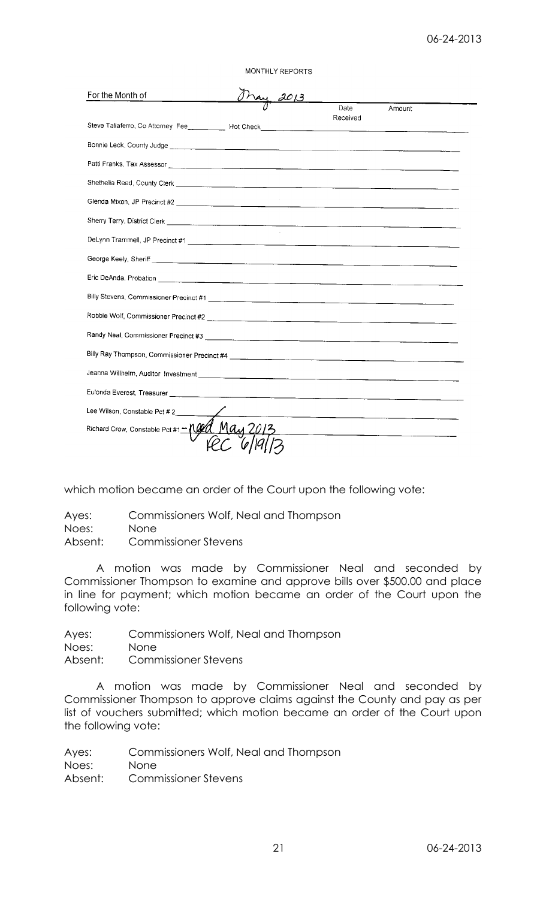MONTHLY REPORTS

For the Month of May, 2013

| | Date Received | Amount |
|---|---|---|
| Steve Taliaferro, Co Attorney Fee ________ Hot Check | | |
| Bonnie Leck, County Judge | | |
| Patti Franks, Tax Assessor | | |
| Shethelia Reed, County Clerk | | |
| Glenda Mixon, JP Precinct #2 | | |
| Sherry Terry, District Clerk | | |
| DeLynn Trammell, JP Precinct #1 | | |
| George Keely, Sheriff | | |
| Eric DeAnda, Probation | | |
| Billy Stevens, Commissioner Precinct #1 | | |
| Robbie Wolf, Commissioner Precinct #2 | | |
| Randy Neal, Commissioner Precinct #3 | | |
| Billy Ray Thompson, Commissioner Precinct #4 | | |
| Jeanna Willhelm, Auditor Investment | | |
| Eufonda Everest, Treasurer | | |
| Lee Wilson, Constable Pct # 2 ✓ | | |
| Richard Crow, Constable Pct #1 – need May 2013 rec 6/19/13 | | |

which motion became an order of the Court upon the following vote:

Ayes: Commissioners Wolf, Neal and Thompson
Noes: None
Absent: Commissioner Stevens

A motion was made by Commissioner Neal and seconded by Commissioner Thompson to examine and approve bills over $500.00 and place in line for payment; which motion became an order of the Court upon the following vote:

Ayes: Commissioners Wolf, Neal and Thompson
Noes: None
Absent: Commissioner Stevens

A motion was made by Commissioner Neal and seconded by Commissioner Thompson to approve claims against the County and pay as per list of vouchers submitted; which motion became an order of the Court upon the following vote:

Ayes: Commissioners Wolf, Neal and Thompson
Noes: None
Absent: Commissioner Stevens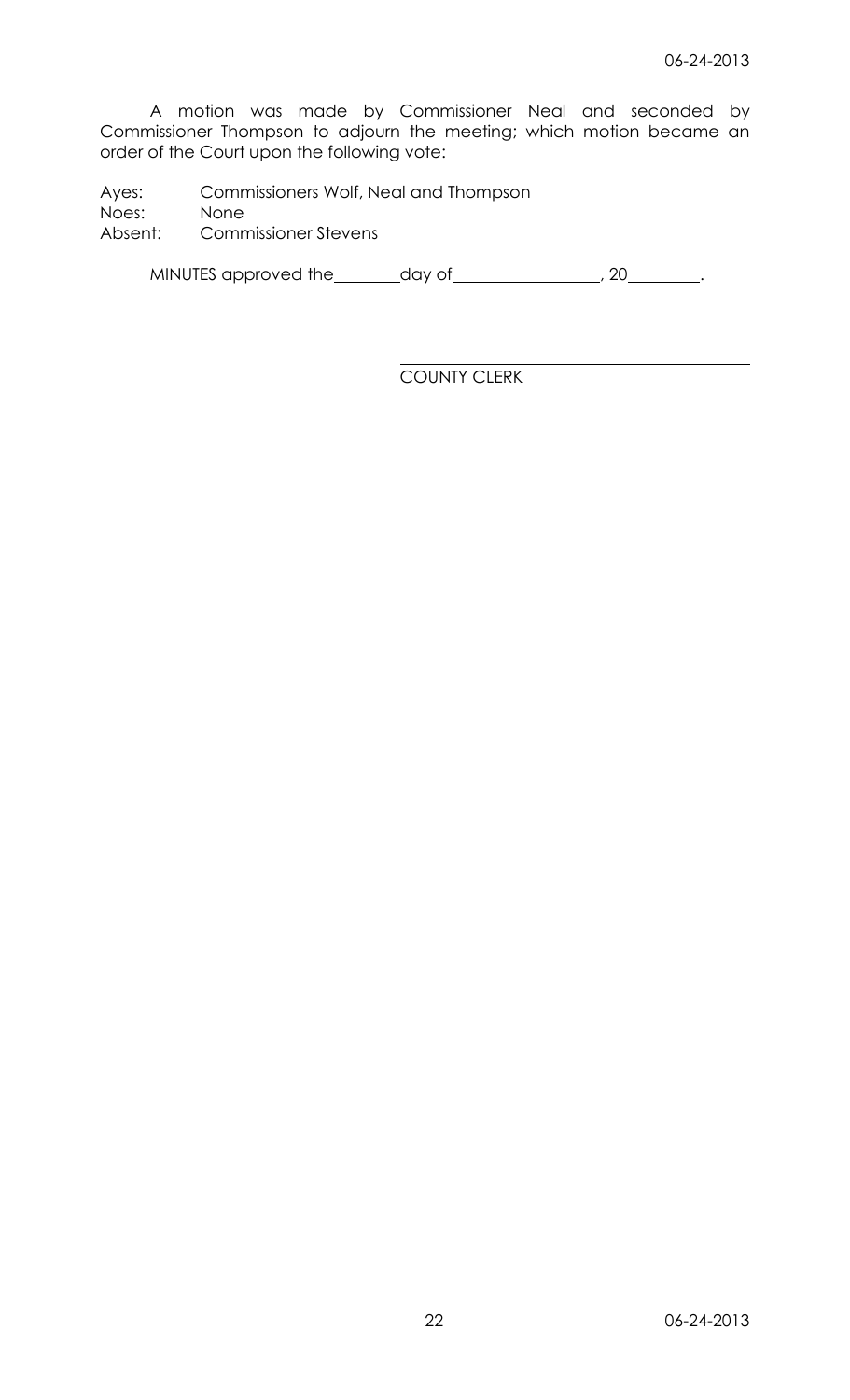A motion was made by Commissioner Neal and seconded by Commissioner Thompson to adjourn the meeting; which motion became an order of the Court upon the following vote:

Ayes: Commissioners Wolf, Neal and Thompson
Noes: None
Absent: Commissioner Stevens

MINUTES approved the\_\_\_\_\_\_\_\_day of\_\_\_\_\_\_\_\_\_\_\_\_\_\_\_\_\_\_, 20\_\_\_\_\_\_\_\_\_.

\_\_\_\_\_\_\_\_\_\_\_\_\_\_\_\_\_\_\_\_\_\_\_\_\_\_\_\_\_\_\_\_\_\_\_\_\_\_\_\_
COUNTY CLERK